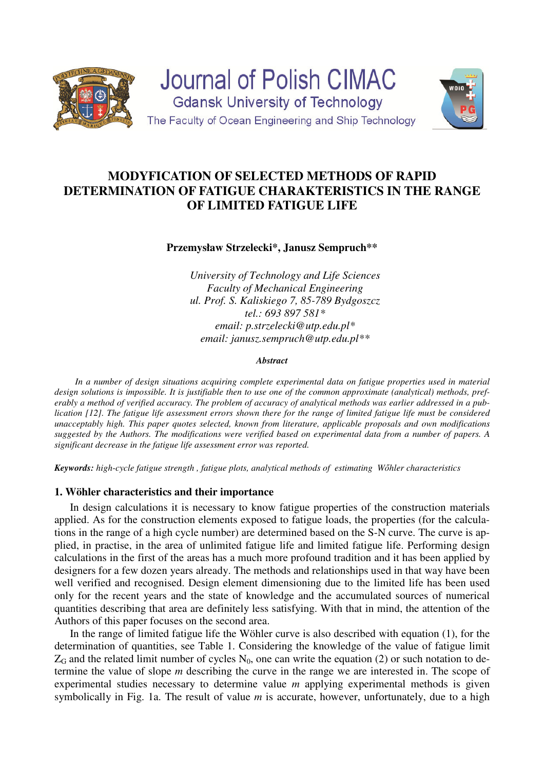# MODYFICATION OF SELECTED METHODS OF RAPID DETERMINATION OF FATIGUE CHARAKTERISTICS IN THE RANGE OF LIMITED FATIGUE LIFE

**Przemysław Strzelecki\*, Janusz Sempruch\*\***

*University of Technology and Life Sciences*
*Faculty of Mechanical Engineering*
*ul. Prof. S. Kaliskiego 7, 85-789 Bydgoszcz*
*tel.: 693 897 581\**
*email: p.strzelecki@utp.edu.pl\**
*email: janusz.sempruch@utp.edu.pl\*\**

***Abstract***

*In a number of design situations acquiring complete experimental data on fatigue properties used in material design solutions is impossible. It is justifiable then to use one of the common approximate (analytical) methods, preferably a method of verified accuracy. The problem of accuracy of analytical methods was earlier addressed in a publication [12]. The fatigue life assessment errors shown there for the range of limited fatigue life must be considered unacceptably high. This paper quotes selected, known from literature, applicable proposals and own modifications suggested by the Authors. The modifications were verified based on experimental data from a number of papers. A significant decrease in the fatigue life assessment error was reported.*

***Keywords:*** *high-cycle fatigue strength , fatigue plots, analytical methods of estimating Wőhler characteristics*

## 1. Wöhler characteristics and their importance

In design calculations it is necessary to know fatigue properties of the construction materials applied. As for the construction elements exposed to fatigue loads, the properties (for the calculations in the range of a high cycle number) are determined based on the S-N curve. The curve is applied, in practise, in the area of unlimited fatigue life and limited fatigue life. Performing design calculations in the first of the areas has a much more profound tradition and it has been applied by designers for a few dozen years already. The methods and relationships used in that way have been well verified and recognised. Design element dimensioning due to the limited life has been used only for the recent years and the state of knowledge and the accumulated sources of numerical quantities describing that area are definitely less satisfying. With that in mind, the attention of the Authors of this paper focuses on the second area.

In the range of limited fatigue life the Wöhler curve is also described with equation (1), for the determination of quantities, see Table 1. Considering the knowledge of the value of fatigue limit $Z_G$ and the related limit number of cycles $N_0$, one can write the equation (2) or such notation to determine the value of slope *m* describing the curve in the range we are interested in. The scope of experimental studies necessary to determine value *m* applying experimental methods is given symbolically in Fig. 1a. The result of value *m* is accurate, however, unfortunately, due to a high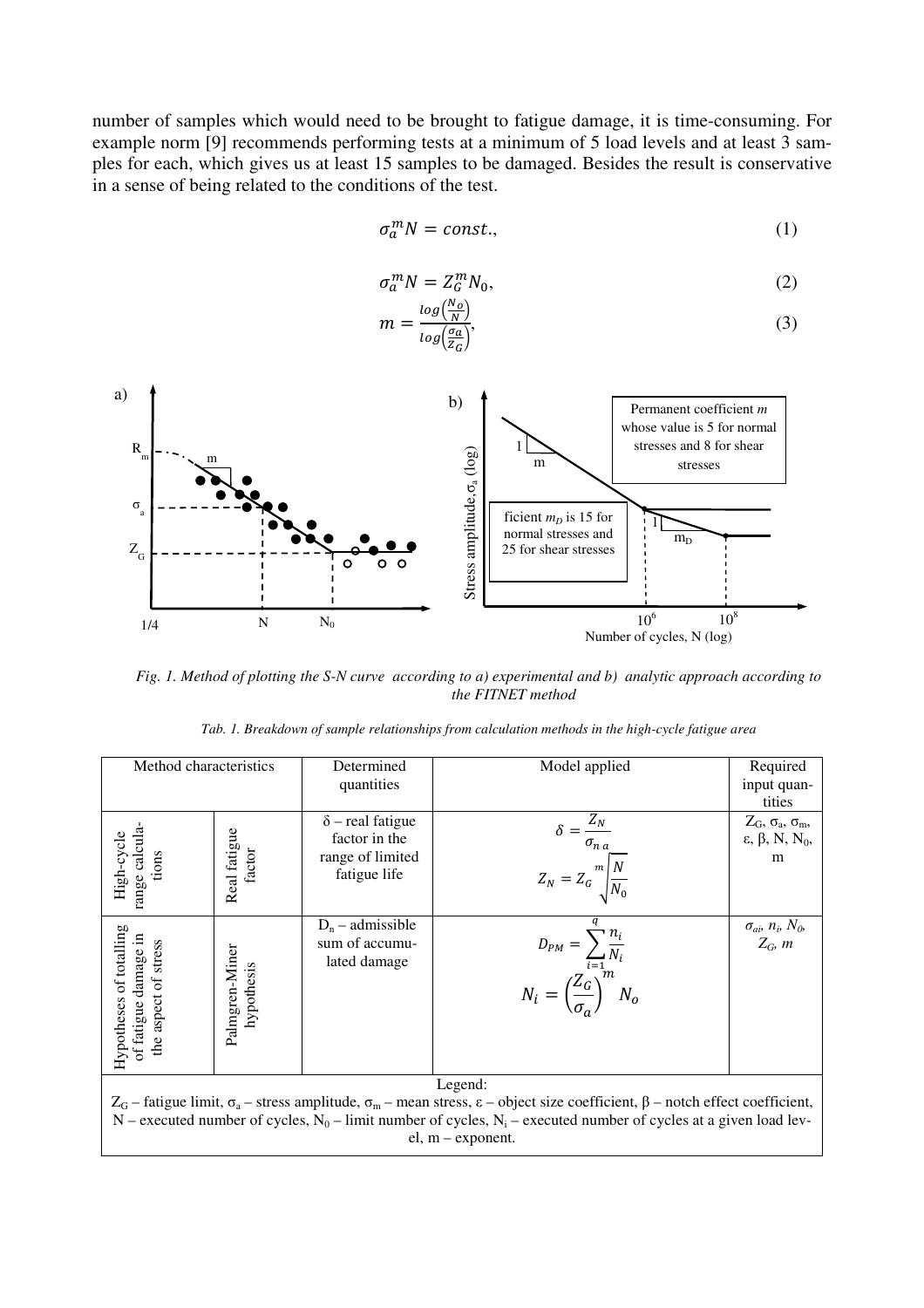number of samples which would need to be brought to fatigue damage, it is time-consuming. For example norm [9] recommends performing tests at a minimum of 5 load levels and at least 3 samples for each, which gives us at least 15 samples to be damaged. Besides the result is conservative in a sense of being related to the conditions of the test.

$$\sigma_a^m N = const., \tag{1}$$

$$\sigma_a^m N = Z_G^m N_0, \tag{2}$$

$$m = \frac{log\left(\frac{N_O}{N}\right)}{log\left(\frac{\sigma_a}{Z_G}\right)}, \tag{3}$$

*Fig. 1. Method of plotting the S-N curve according to a) experimental and b) analytic approach according to the FITNET method*

*Tab. 1. Breakdown of sample relationships from calculation methods in the high-cycle fatigue area*

| Method characteristics | | Determined quantities | Model applied | Required input quantities |
|---|---|---|---|---|
| High-cycle range calculations | Real fatigue factor | δ – real fatigue factor in the range of limited fatigue life | $\delta = \frac{Z_N}{\sigma_{n\,a}}$ $Z_N = Z_G \sqrt[m]{\frac{N}{N_0}}$ | $Z_G$, $\sigma_a$, $\sigma_m$, ε, β, N, $N_0$, m |
| Hypotheses of totalling of fatigue damage in the aspect of stress | Palmgren-Miner hypothesis | $D_n$ – admissible sum of accumulated damage | $D_{PM} = \sum_{i=1}^{q} \frac{n_i}{N_i}$ $N_i = \left(\frac{Z_G}{\sigma_a}\right)^m N_o$ | $\sigma_{ai}$, $n_i$, $N_0$, $Z_G$, $m$ |
| Legend: $Z_G$ – fatigue limit, $\sigma_a$ – stress amplitude, $\sigma_m$ – mean stress, ε – object size coefficient, β – notch effect coefficient, N – executed number of cycles, $N_0$ – limit number of cycles, $N_i$ – executed number of cycles at a given load level, m – exponent. | | | | |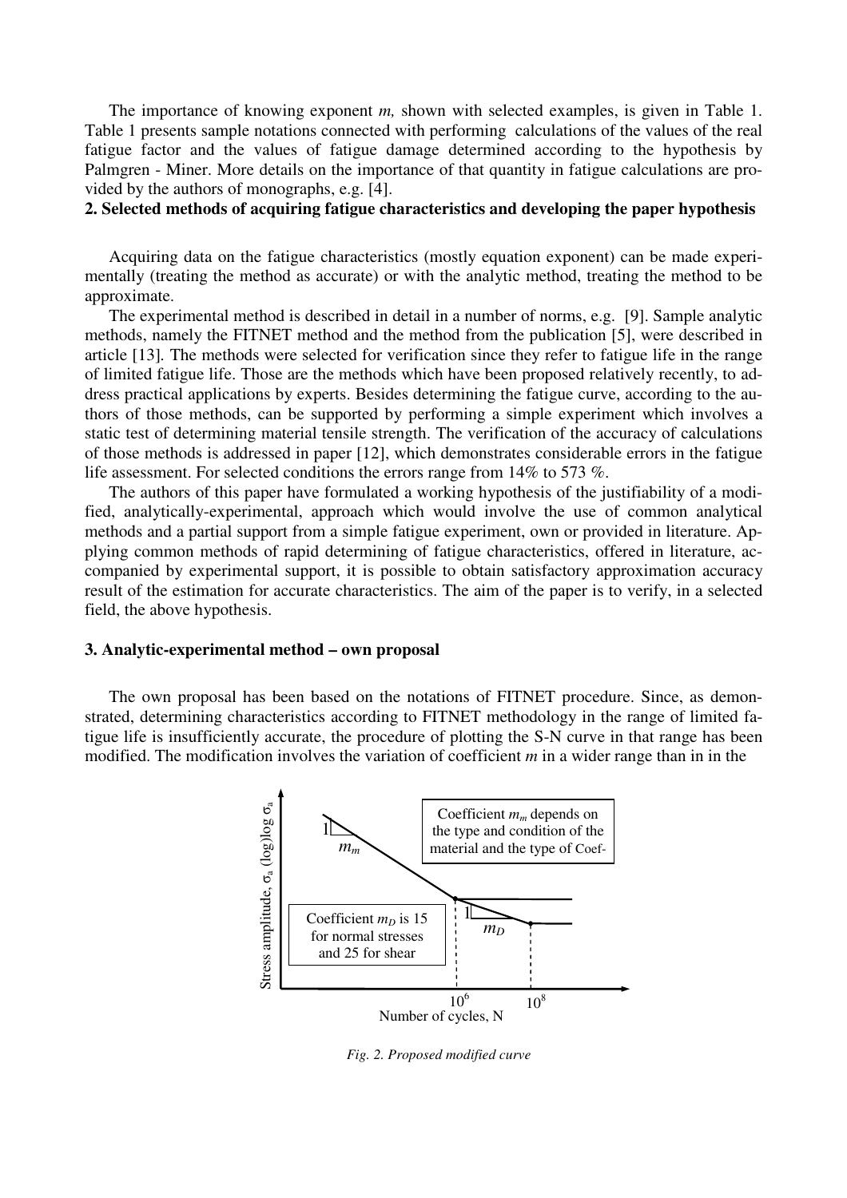The importance of knowing exponent *m,* shown with selected examples, is given in Table 1. Table 1 presents sample notations connected with performing calculations of the values of the real fatigue factor and the values of fatigue damage determined according to the hypothesis by Palmgren - Miner. More details on the importance of that quantity in fatigue calculations are provided by the authors of monographs, e.g. [4].

## 2. Selected methods of acquiring fatigue characteristics and developing the paper hypothesis

Acquiring data on the fatigue characteristics (mostly equation exponent) can be made experimentally (treating the method as accurate) or with the analytic method, treating the method to be approximate.

The experimental method is described in detail in a number of norms, e.g. [9]. Sample analytic methods, namely the FITNET method and the method from the publication [5], were described in article [13]. The methods were selected for verification since they refer to fatigue life in the range of limited fatigue life. Those are the methods which have been proposed relatively recently, to address practical applications by experts. Besides determining the fatigue curve, according to the authors of those methods, can be supported by performing a simple experiment which involves a static test of determining material tensile strength. The verification of the accuracy of calculations of those methods is addressed in paper [12], which demonstrates considerable errors in the fatigue life assessment. For selected conditions the errors range from 14% to 573 %.

The authors of this paper have formulated a working hypothesis of the justifiability of a modified, analytically-experimental, approach which would involve the use of common analytical methods and a partial support from a simple fatigue experiment, own or provided in literature. Applying common methods of rapid determining of fatigue characteristics, offered in literature, accompanied by experimental support, it is possible to obtain satisfactory approximation accuracy result of the estimation for accurate characteristics. The aim of the paper is to verify, in a selected field, the above hypothesis.

## 3. Analytic-experimental method – own proposal

The own proposal has been based on the notations of FITNET procedure. Since, as demonstrated, determining characteristics according to FITNET methodology in the range of limited fatigue life is insufficiently accurate, the procedure of plotting the S-N curve in that range has been modified. The modification involves the variation of coefficient *m* in a wider range than in in the

*Fig. 2. Proposed modified curve*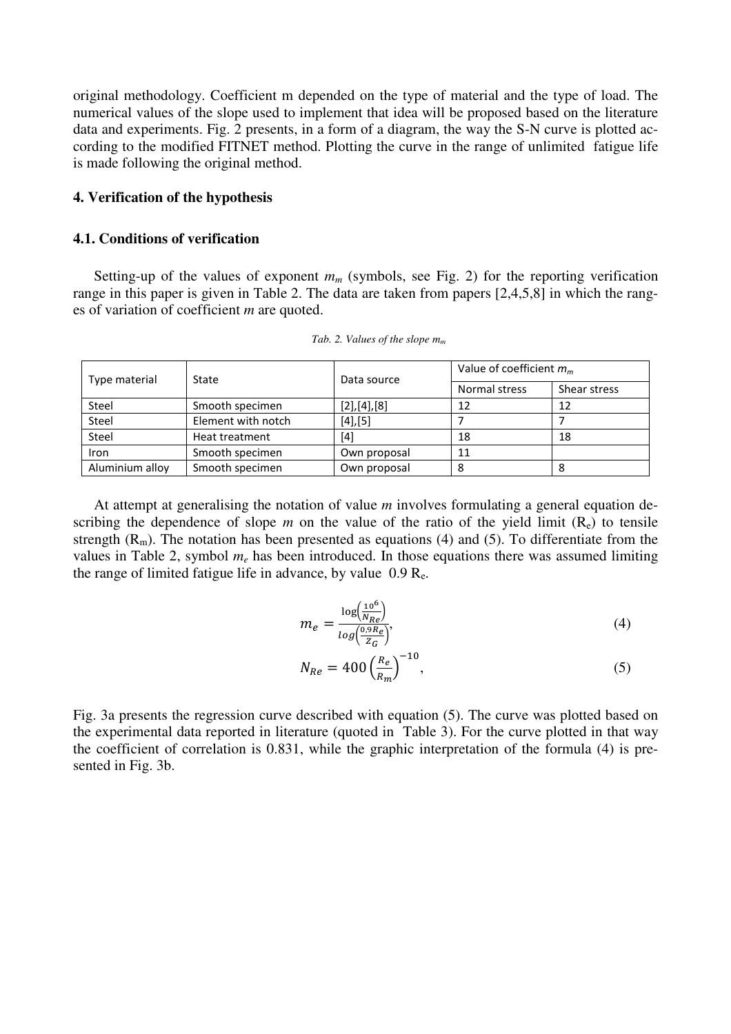original methodology. Coefficient m depended on the type of material and the type of load. The numerical values of the slope used to implement that idea will be proposed based on the literature data and experiments. Fig. 2 presents, in a form of a diagram, the way the S-N curve is plotted according to the modified FITNET method. Plotting the curve in the range of unlimited fatigue life is made following the original method.

## 4. Verification of the hypothesis

### 4.1. Conditions of verification

Setting-up of the values of exponent $m_m$ (symbols, see Fig. 2) for the reporting verification range in this paper is given in Table 2. The data are taken from papers [2,4,5,8] in which the ranges of variation of coefficient *m* are quoted.

*Tab. 2. Values of the slope $m_m$*

| Type material | State | Data source | Value of coefficient $m_m$ | |
|---|---|---|---|---|
| | | | Normal stress | Shear stress |
| Steel | Smooth specimen | [2],[4],[8] | 12 | 12 |
| Steel | Element with notch | [4],[5] | 7 | 7 |
| Steel | Heat treatment | [4] | 18 | 18 |
| Iron | Smooth specimen | Own proposal | 11 | |
| Aluminium alloy | Smooth specimen | Own proposal | 8 | 8 |

At attempt at generalising the notation of value *m* involves formulating a general equation describing the dependence of slope *m* on the value of the ratio of the yield limit ($R_e$) to tensile strength ($R_m$). The notation has been presented as equations (4) and (5). To differentiate from the values in Table 2, symbol $m_e$ has been introduced. In those equations there was assumed limiting the range of limited fatigue life in advance, by value $0.9\,R_e$.

$$m_e = \frac{\log\left(\frac{10^6}{N_{Re}}\right)}{\log\left(\frac{0{,}9R_e}{Z_G}\right)}, \tag{4}$$

$$N_{Re} = 400\left(\frac{R_e}{R_m}\right)^{-10}, \tag{5}$$

Fig. 3a presents the regression curve described with equation (5). The curve was plotted based on the experimental data reported in literature (quoted in Table 3). For the curve plotted in that way the coefficient of correlation is 0.831, while the graphic interpretation of the formula (4) is presented in Fig. 3b.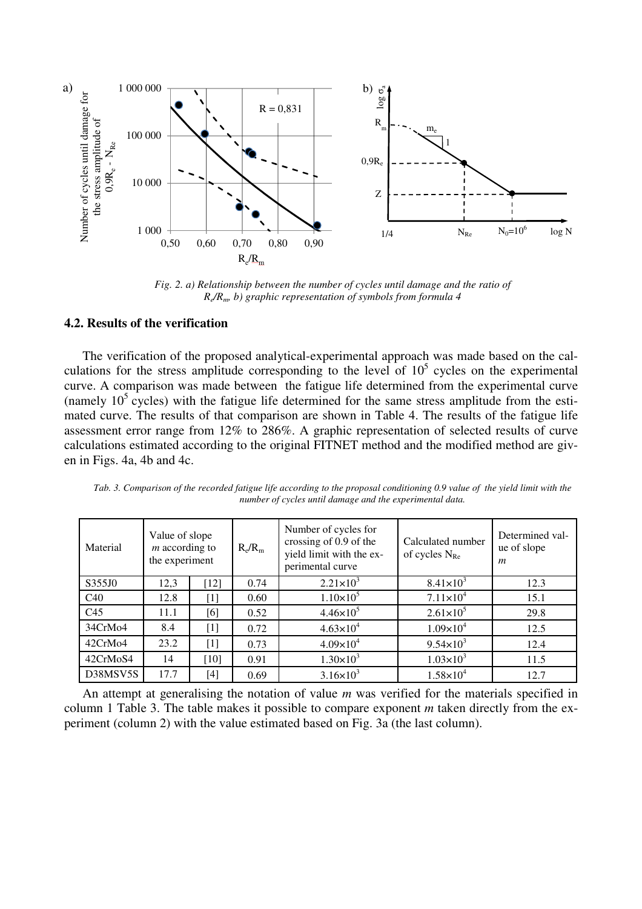*Fig. 2. a) Relationship between the number of cycles until damage and the ratio of $R_e/R_m$, b) graphic representation of symbols from formula 4*

### 4.2. Results of the verification

The verification of the proposed analytical-experimental approach was made based on the calculations for the stress amplitude corresponding to the level of $10^5$ cycles on the experimental curve. A comparison was made between the fatigue life determined from the experimental curve (namely $10^5$ cycles) with the fatigue life determined for the same stress amplitude from the estimated curve. The results of that comparison are shown in Table 4. The results of the fatigue life assessment error range from 12% to 286%. A graphic representation of selected results of curve calculations estimated according to the original FITNET method and the modified method are given in Figs. 4a, 4b and 4c.

*Tab. 3. Comparison of the recorded fatigue life according to the proposal conditioning 0.9 value of the yield limit with the number of cycles until damage and the experimental data.*

| Material | Value of slope $m$ according to the experiment | | $R_e/R_m$ | Number of cycles for crossing of 0.9 of the yield limit with the experimental curve | Calculated number of cycles $N_{Re}$ | Determined value of slope $m$ |
|---|---|---|---|---|---|---|
| S355J0 | 12,3 | [12] | 0.74 | $2.21\times10^3$ | $8.41\times10^3$ | 12.3 |
| C40 | 12.8 | [1] | 0.60 | $1.10\times10^5$ | $7.11\times10^4$ | 15.1 |
| C45 | 11.1 | [6] | 0.52 | $4.46\times10^5$ | $2.61\times10^5$ | 29.8 |
| 34CrMo4 | 8.4 | [1] | 0.72 | $4.63\times10^4$ | $1.09\times10^4$ | 12.5 |
| 42CrMo4 | 23.2 | [1] | 0.73 | $4.09\times10^4$ | $9.54\times10^3$ | 12.4 |
| 42CrMoS4 | 14 | [10] | 0.91 | $1.30\times10^3$ | $1.03\times10^3$ | 11.5 |
| D38MSV5S | 17.7 | [4] | 0.69 | $3.16\times10^3$ | $1.58\times10^4$ | 12.7 |

An attempt at generalising the notation of value $m$ was verified for the materials specified in column 1 Table 3. The table makes it possible to compare exponent $m$ taken directly from the experiment (column 2) with the value estimated based on Fig. 3a (the last column).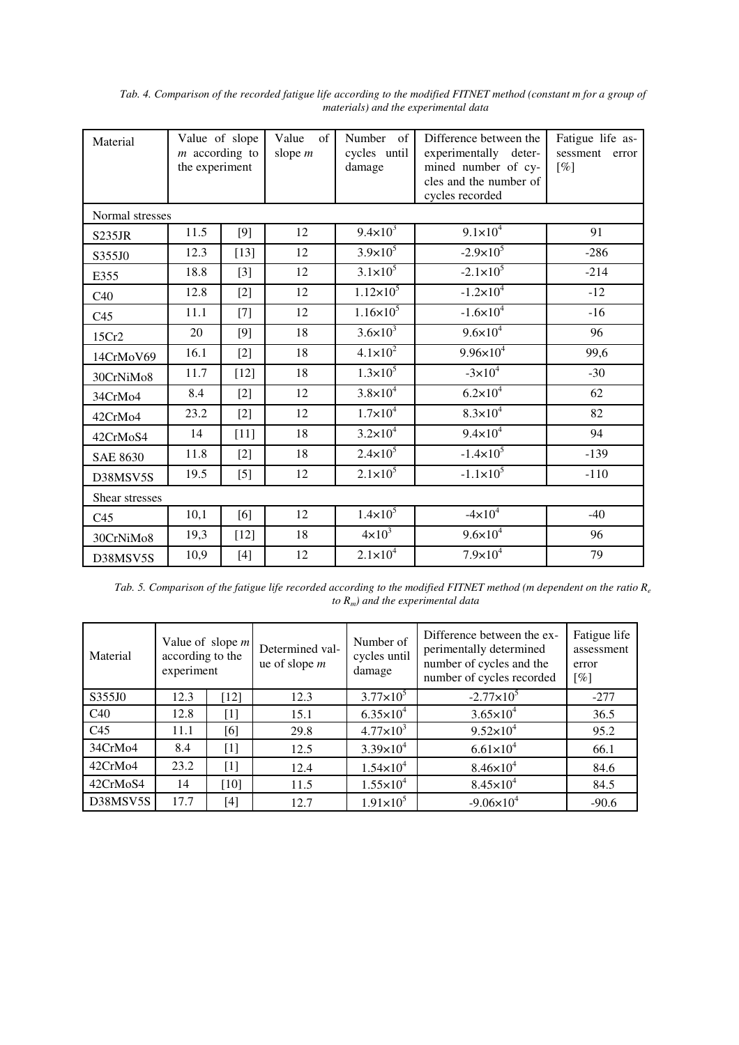*Tab. 4. Comparison of the recorded fatigue life according to the modified FITNET method (constant m for a group of materials) and the experimental data*

| Material | Value of slope $m$ according to the experiment | | Value of slope $m$ | Number of cycles until damage | Difference between the experimentally determined number of cycles and the number of cycles recorded | Fatigue life assessment error [%] |
|---|---|---|---|---|---|---|
| Normal stresses | | | | | | |
| S235JR | 11.5 | [9] | 12 | $9.4\times10^{3}$ | $9.1\times10^{4}$ | 91 |
| S355J0 | 12.3 | [13] | 12 | $3.9\times10^{5}$ | $-2.9\times10^{5}$ | -286 |
| E355 | 18.8 | [3] | 12 | $3.1\times10^{5}$ | $-2.1\times10^{5}$ | -214 |
| C40 | 12.8 | [2] | 12 | $1.12\times10^{5}$ | $-1.2\times10^{4}$ | -12 |
| C45 | 11.1 | [7] | 12 | $1.16\times10^{5}$ | $-1.6\times10^{4}$ | -16 |
| 15Cr2 | 20 | [9] | 18 | $3.6\times10^{3}$ | $9.6\times10^{4}$ | 96 |
| 14CrMoV69 | 16.1 | [2] | 18 | $4.1\times10^{2}$ | $9.96\times10^{4}$ | 99,6 |
| 30CrNiMo8 | 11.7 | [12] | 18 | $1.3\times10^{5}$ | $-3\times10^{4}$ | -30 |
| 34CrMo4 | 8.4 | [2] | 12 | $3.8\times10^{4}$ | $6.2\times10^{4}$ | 62 |
| 42CrMo4 | 23.2 | [2] | 12 | $1.7\times10^{4}$ | $8.3\times10^{4}$ | 82 |
| 42CrMoS4 | 14 | [11] | 18 | $3.2\times10^{4}$ | $9.4\times10^{4}$ | 94 |
| SAE 8630 | 11.8 | [2] | 18 | $2.4\times10^{5}$ | $-1.4\times10^{5}$ | -139 |
| D38MSV5S | 19.5 | [5] | 12 | $2.1\times10^{5}$ | $-1.1\times10^{5}$ | -110 |
| Shear stresses | | | | | | |
| C45 | 10,1 | [6] | 12 | $1.4\times10^{5}$ | $-4\times10^{4}$ | -40 |
| 30CrNiMo8 | 19,3 | [12] | 18 | $4\times10^{3}$ | $9.6\times10^{4}$ | 96 |
| D38MSV5S | 10,9 | [4] | 12 | $2.1\times10^{4}$ | $7.9\times10^{4}$ | 79 |

*Tab. 5. Comparison of the fatigue life recorded according to the modified FITNET method (m dependent on the ratio $R_e$ to $R_m$) and the experimental data*

| Material | Value of slope $m$ according to the experiment | | Determined value of slope $m$ | Number of cycles until damage | Difference between the experimentally determined number of cycles and the number of cycles recorded | Fatigue life assessment error [%] |
|---|---|---|---|---|---|---|
| S355J0 | 12.3 | [12] | 12.3 | $3.77\times10^{5}$ | $-2.77\times10^{5}$ | -277 |
| C40 | 12.8 | [1] | 15.1 | $6.35\times10^{4}$ | $3.65\times10^{4}$ | 36.5 |
| C45 | 11.1 | [6] | 29.8 | $4.77\times10^{3}$ | $9.52\times10^{4}$ | 95.2 |
| 34CrMo4 | 8.4 | [1] | 12.5 | $3.39\times10^{4}$ | $6.61\times10^{4}$ | 66.1 |
| 42CrMo4 | 23.2 | [1] | 12.4 | $1.54\times10^{4}$ | $8.46\times10^{4}$ | 84.6 |
| 42CrMoS4 | 14 | [10] | 11.5 | $1.55\times10^{4}$ | $8.45\times10^{4}$ | 84.5 |
| D38MSV5S | 17.7 | [4] | 12.7 | $1.91\times10^{5}$ | $-9.06\times10^{4}$ | -90.6 |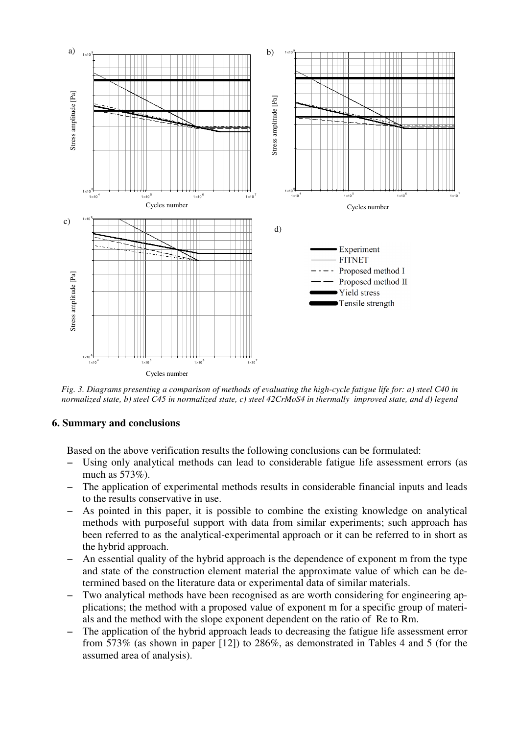*Fig. 3. Diagrams presenting a comparison of methods of evaluating the high-cycle fatigue life for: a) steel C40 in normalized state, b) steel C45 in normalized state, c) steel 42CrMoS4 in thermally improved state, and d) legend*

## 6. Summary and conclusions

Based on the above verification results the following conclusions can be formulated:

- Using only analytical methods can lead to considerable fatigue life assessment errors (as much as 573%).
- The application of experimental methods results in considerable financial inputs and leads to the results conservative in use.
- As pointed in this paper, it is possible to combine the existing knowledge on analytical methods with purposeful support with data from similar experiments; such approach has been referred to as the analytical-experimental approach or it can be referred to in short as the hybrid approach.
- An essential quality of the hybrid approach is the dependence of exponent m from the type and state of the construction element material the approximate value of which can be determined based on the literature data or experimental data of similar materials.
- Two analytical methods have been recognised as are worth considering for engineering applications; the method with a proposed value of exponent m for a specific group of materials and the method with the slope exponent dependent on the ratio of Re to Rm.
- The application of the hybrid approach leads to decreasing the fatigue life assessment error from 573% (as shown in paper [12]) to 286%, as demonstrated in Tables 4 and 5 (for the assumed area of analysis).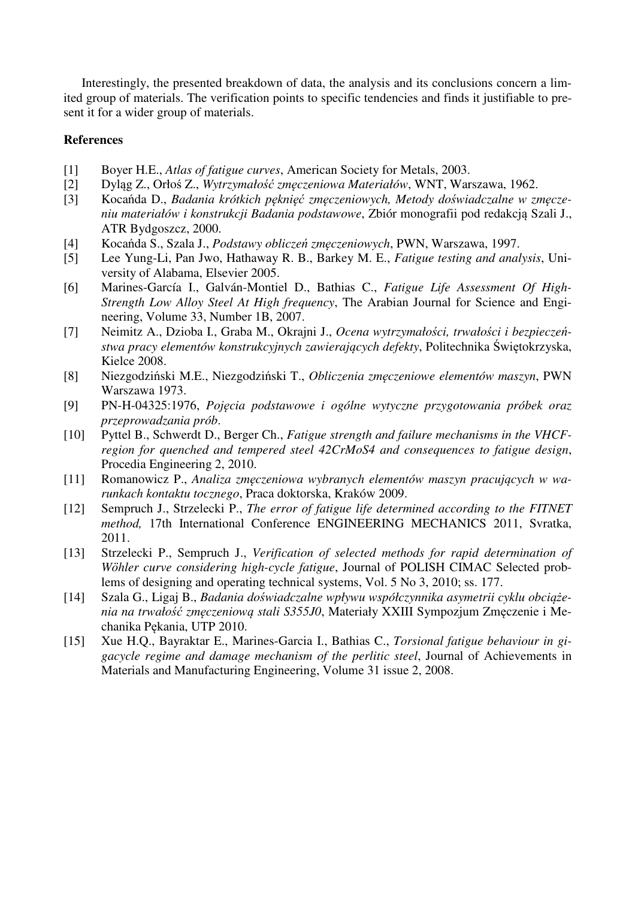Interestingly, the presented breakdown of data, the analysis and its conclusions concern a limited group of materials. The verification points to specific tendencies and finds it justifiable to present it for a wider group of materials.

**References**

[1] Boyer H.E., *Atlas of fatigue curves*, American Society for Metals, 2003.

[2] Dyląg Z., Orłoś Z., *Wytrzymałość zmęczeniowa Materiałów*, WNT, Warszawa, 1962.

[3] Kocańda D., *Badania krótkich pęknięć zmęczeniowych, Metody doświadczalne w zmęczeniu materiałów i konstrukcji Badania podstawowe*, Zbiór monografii pod redakcją Szali J., ATR Bydgoszcz, 2000.

[4] Kocańda S., Szala J., *Podstawy obliczeń zmęczeniowych*, PWN, Warszawa, 1997.

[5] Lee Yung-Li, Pan Jwo, Hathaway R. B., Barkey M. E., *Fatigue testing and analysis*, University of Alabama, Elsevier 2005.

[6] Marines-García I., Galván-Montiel D., Bathias C., *Fatigue Life Assessment Of High-Strength Low Alloy Steel At High frequency*, The Arabian Journal for Science and Engineering, Volume 33, Number 1B, 2007.

[7] Neimitz A., Dzioba I., Graba M., Okrajni J., *Ocena wytrzymałości, trwałości i bezpieczeństwa pracy elementów konstrukcyjnych zawierających defekty*, Politechnika Świętokrzyska, Kielce 2008.

[8] Niezgodziński M.E., Niezgodziński T., *Obliczenia zmęczeniowe elementów maszyn*, PWN Warszawa 1973.

[9] PN-H-04325:1976, *Pojęcia podstawowe i ogólne wytyczne przygotowania próbek oraz przeprowadzania prób*.

[10] Pyttel B., Schwerdt D., Berger Ch., *Fatigue strength and failure mechanisms in the VHCF-region for quenched and tempered steel 42CrMoS4 and consequences to fatigue design*, Procedia Engineering 2, 2010.

[11] Romanowicz P., *Analiza zmęczeniowa wybranych elementów maszyn pracujących w warunkach kontaktu tocznego*, Praca doktorska, Kraków 2009.

[12] Sempruch J., Strzelecki P., *The error of fatigue life determined according to the FITNET method,* 17th International Conference ENGINEERING MECHANICS 2011, Svratka, 2011.

[13] Strzelecki P., Sempruch J., *Verification of selected methods for rapid determination of Wöhler curve considering high-cycle fatigue*, Journal of POLISH CIMAC Selected problems of designing and operating technical systems, Vol. 5 No 3, 2010; ss. 177.

[14] Szala G., Ligaj B., *Badania doświadczalne wpływu współczynnika asymetrii cyklu obciążenia na trwałość zmęczeniową stali S355J0*, Materiały XXIII Sympozjum Zmęczenie i Mechanika Pękania, UTP 2010.

[15] Xue H.Q., Bayraktar E., Marines-Garcia I., Bathias C., *Torsional fatigue behaviour in gigacycle regime and damage mechanism of the perlitic steel*, Journal of Achievements in Materials and Manufacturing Engineering, Volume 31 issue 2, 2008.